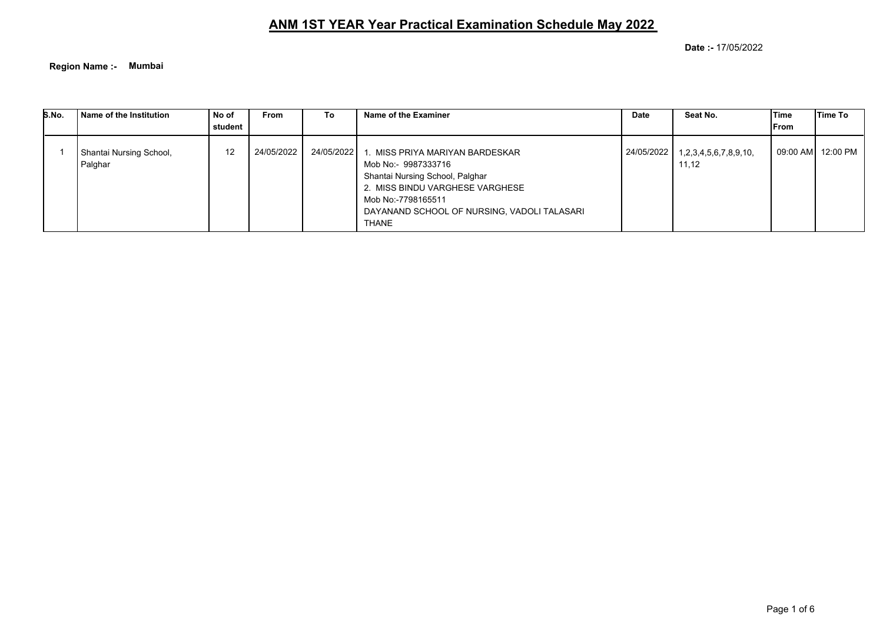# ANM 1ST YEAR Year Practical Examination Schedule May 2022

**Date :-** 17/05/2022

**Region Name :-** **Mumbai**

| S.No. | Name of the Institution | No of student | From | To | Name of the Examiner | Date | Seat No. | Time From | Time To |
|---|---|---|---|---|---|---|---|---|---|
| 1 | Shantai Nursing School, Palghar | 12 | 24/05/2022 | 24/05/2022 | 1. MISS PRIYA MARIYAN BARDESKAR<br>Mob No:- 9987333716<br>Shantai Nursing School, Palghar<br>2. MISS BINDU VARGHESE VARGHESE<br>Mob No:-7798165511<br>DAYANAND SCHOOL OF NURSING, VADOLI TALASARI THANE | 24/05/2022 | 1,2,3,4,5,6,7,8,9,10, 11,12 | 09:00 AM | 12:00 PM |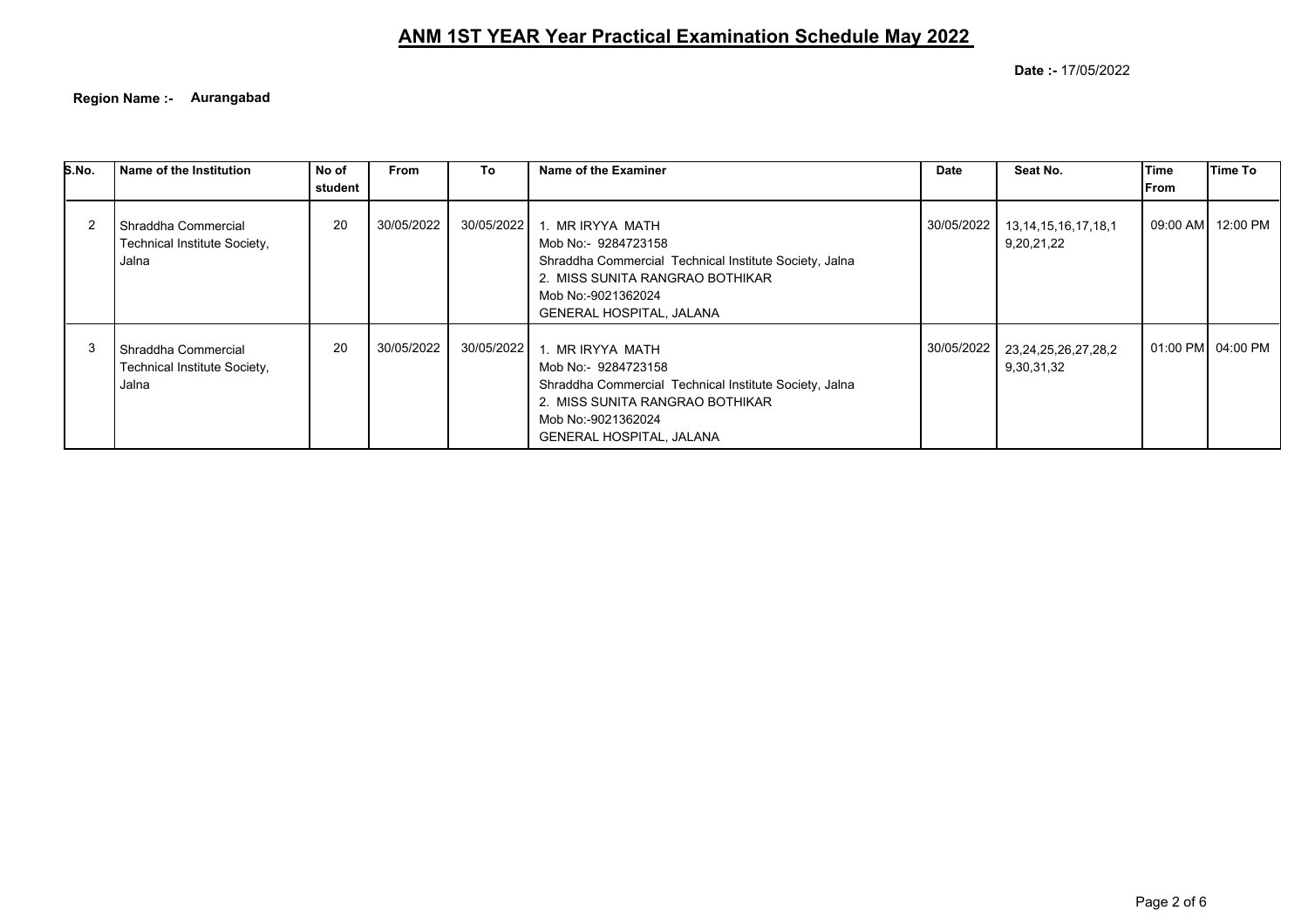# ANM 1ST YEAR Year Practical Examination Schedule May 2022

**Date :-** 17/05/2022

**Region Name :-** **Aurangabad**

| S.No. | Name of the Institution | No of student | From | To | Name of the Examiner | Date | Seat No. | Time From | Time To |
|---|---|---|---|---|---|---|---|---|---|
| 2 | Shraddha Commercial Technical Institute Society, Jalna | 20 | 30/05/2022 | 30/05/2022 | 1. MR IRYYA MATH<br>Mob No:- 9284723158<br>Shraddha Commercial Technical Institute Society, Jalna<br>2. MISS SUNITA RANGRAO BOTHIKAR<br>Mob No:-9021362024<br>GENERAL HOSPITAL, JALANA | 30/05/2022 | 13,14,15,16,17,18,19,20,21,22 | 09:00 AM | 12:00 PM |
| 3 | Shraddha Commercial Technical Institute Society, Jalna | 20 | 30/05/2022 | 30/05/2022 | 1. MR IRYYA MATH<br>Mob No:- 9284723158<br>Shraddha Commercial Technical Institute Society, Jalna<br>2. MISS SUNITA RANGRAO BOTHIKAR<br>Mob No:-9021362024<br>GENERAL HOSPITAL, JALANA | 30/05/2022 | 23,24,25,26,27,28,29,30,31,32 | 01:00 PM | 04:00 PM |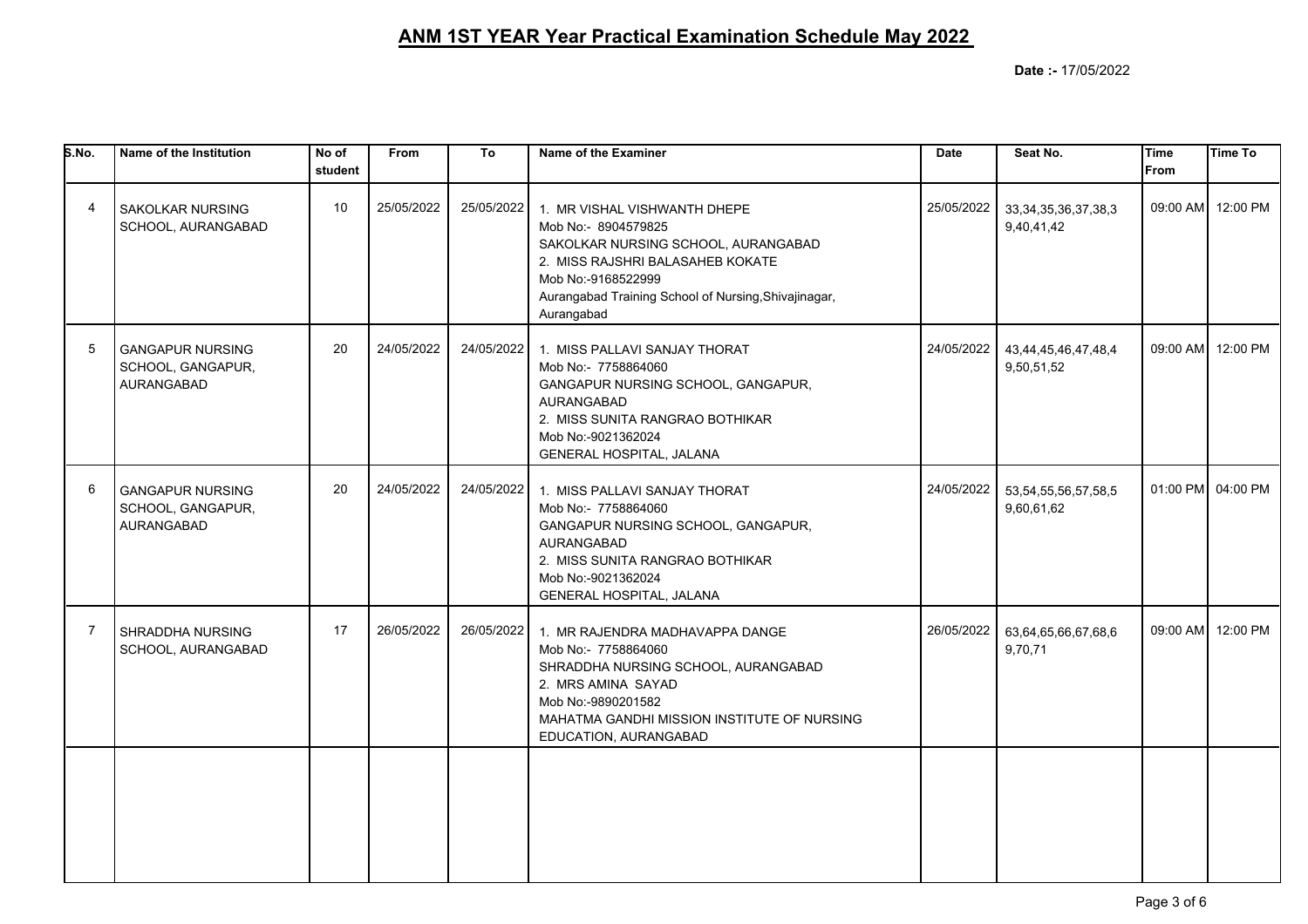## ANM 1ST YEAR Year Practical Examination Schedule May 2022

**Date :-** 17/05/2022

| S.No. | Name of the Institution | No of student | From | To | Name of the Examiner | Date | Seat No. | Time From | Time To |
|---|---|---|---|---|---|---|---|---|---|
| 4 | SAKOLKAR NURSING SCHOOL, AURANGABAD | 10 | 25/05/2022 | 25/05/2022 | 1. MR VISHAL VISHWANTH DHEPE<br>Mob No:- 8904579825<br>SAKOLKAR NURSING SCHOOL, AURANGABAD<br>2. MISS RAJSHRI BALASAHEB KOKATE<br>Mob No:-9168522999<br>Aurangabad Training School of Nursing,Shivajinagar, Aurangabad | 25/05/2022 | 33,34,35,36,37,38,39,40,41,42 | 09:00 AM | 12:00 PM |
| 5 | GANGAPUR NURSING SCHOOL, GANGAPUR, AURANGABAD | 20 | 24/05/2022 | 24/05/2022 | 1. MISS PALLAVI SANJAY THORAT<br>Mob No:- 7758864060<br>GANGAPUR NURSING SCHOOL, GANGAPUR, AURANGABAD<br>2. MISS SUNITA RANGRAO BOTHIKAR<br>Mob No:-9021362024<br>GENERAL HOSPITAL, JALANA | 24/05/2022 | 43,44,45,46,47,48,49,50,51,52 | 09:00 AM | 12:00 PM |
| 6 | GANGAPUR NURSING SCHOOL, GANGAPUR, AURANGABAD | 20 | 24/05/2022 | 24/05/2022 | 1. MISS PALLAVI SANJAY THORAT<br>Mob No:- 7758864060<br>GANGAPUR NURSING SCHOOL, GANGAPUR, AURANGABAD<br>2. MISS SUNITA RANGRAO BOTHIKAR<br>Mob No:-9021362024<br>GENERAL HOSPITAL, JALANA | 24/05/2022 | 53,54,55,56,57,58,59,60,61,62 | 01:00 PM | 04:00 PM |
| 7 | SHRADDHA NURSING SCHOOL, AURANGABAD | 17 | 26/05/2022 | 26/05/2022 | 1. MR RAJENDRA MADHAVAPPA DANGE<br>Mob No:- 7758864060<br>SHRADDHA NURSING SCHOOL, AURANGABAD<br>2. MRS AMINA SAYAD<br>Mob No:-9890201582<br>MAHATMA GANDHI MISSION INSTITUTE OF NURSING EDUCATION, AURANGABAD | 26/05/2022 | 63,64,65,66,67,68,69,70,71 | 09:00 AM | 12:00 PM |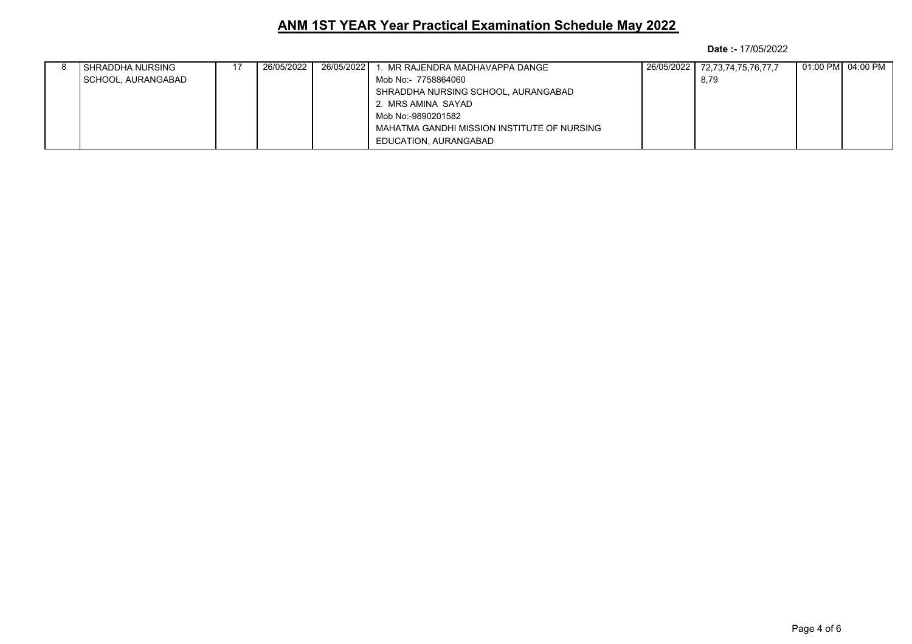## ANM 1ST YEAR Year Practical Examination Schedule May 2022

**Date :-** 17/05/2022

| | | | | | | | | | |
|---|---|---|---|---|---|---|---|---|---|
| 8 | SHRADDHA NURSING SCHOOL, AURANGABAD | 17 | 26/05/2022 | 26/05/2022 | 1. MR RAJENDRA MADHAVAPPA DANGE Mob No:- 7758864060 SHRADDHA NURSING SCHOOL, AURANGABAD 2. MRS AMINA SAYAD Mob No:-9890201582 MAHATMA GANDHI MISSION INSTITUTE OF NURSING EDUCATION, AURANGABAD | 26/05/2022 | 72,73,74,75,76,77,78,79 | 01:00 PM | 04:00 PM |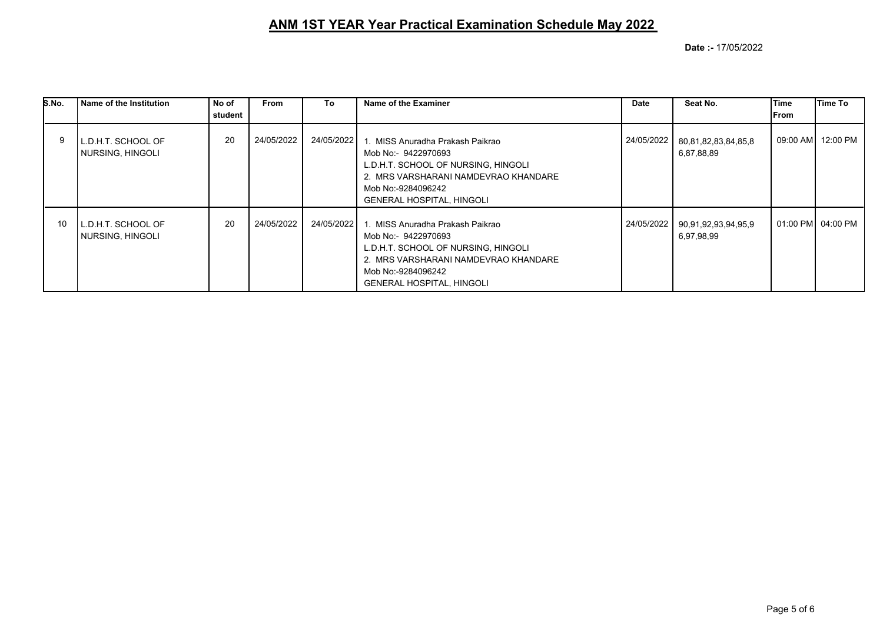# ANM 1ST YEAR Year Practical Examination Schedule May 2022

**Date :-** 17/05/2022

| S.No. | Name of the Institution | No of student | From | To | Name of the Examiner | Date | Seat No. | Time From | Time To |
|---|---|---|---|---|---|---|---|---|---|
| 9 | L.D.H.T. SCHOOL OF NURSING, HINGOLI | 20 | 24/05/2022 | 24/05/2022 | 1. MISS Anuradha Prakash Paikrao<br>Mob No:- 9422970693<br>L.D.H.T. SCHOOL OF NURSING, HINGOLI<br>2. MRS VARSHARANI NAMDEVRAO KHANDARE<br>Mob No:-9284096242<br>GENERAL HOSPITAL, HINGOLI | 24/05/2022 | 80,81,82,83,84,85,86,87,88,89 | 09:00 AM | 12:00 PM |
| 10 | L.D.H.T. SCHOOL OF NURSING, HINGOLI | 20 | 24/05/2022 | 24/05/2022 | 1. MISS Anuradha Prakash Paikrao<br>Mob No:- 9422970693<br>L.D.H.T. SCHOOL OF NURSING, HINGOLI<br>2. MRS VARSHARANI NAMDEVRAO KHANDARE<br>Mob No:-9284096242<br>GENERAL HOSPITAL, HINGOLI | 24/05/2022 | 90,91,92,93,94,95,96,97,98,99 | 01:00 PM | 04:00 PM |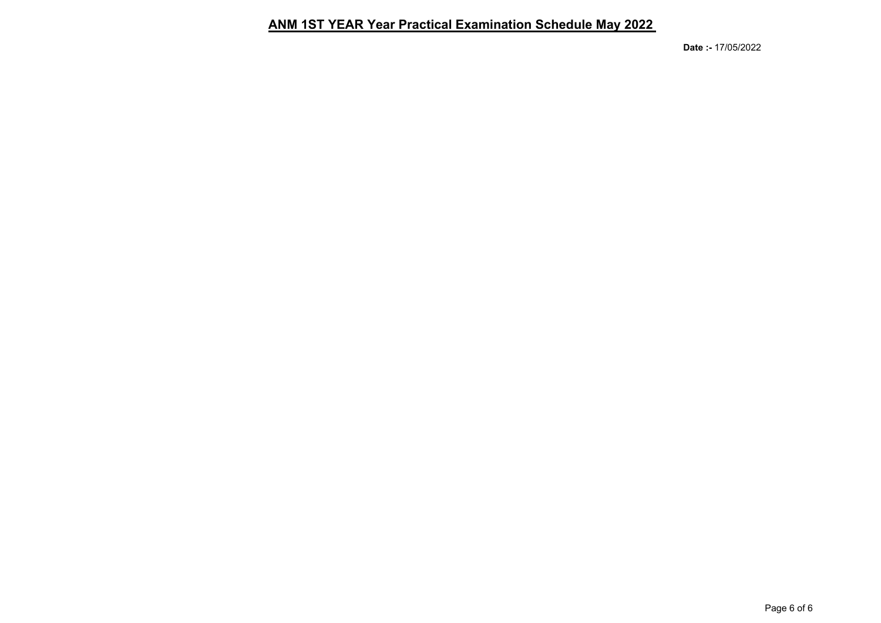## ANM 1ST YEAR Year Practical Examination Schedule May 2022

**Date :-** 17/05/2022